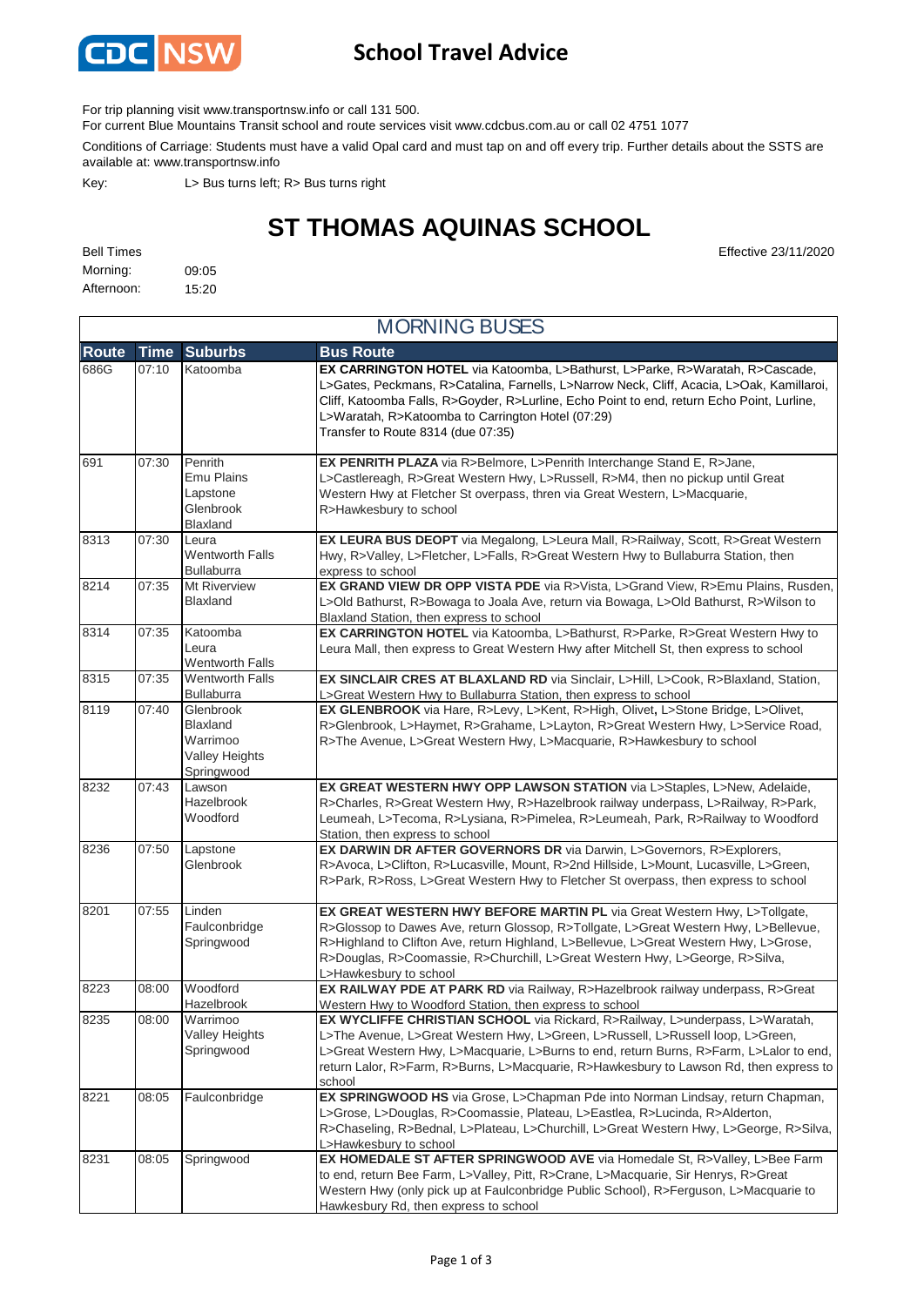CDC NSW

# School Travel Advice

For trip planning visit www.transportnsw.info or call 131 500.

For current Blue Mountains Transit school and route services visit www.cdcbus.com.au or call 02 4751 1077

Conditions of Carriage: Students must have a valid Opal card and must tap on and off every trip. Further details about the SSTS are available at: www.transportnsw.info

Key: L> Bus turns left; R> Bus turns right

## ST THOMAS AQUINAS SCHOOL

Effective 23/11/2020

Bell Times

Morning: 09:05

Afternoon: 15:20

### MORNING BUSES

| Route | Time | Suburbs | Bus Route |
|---|---|---|---|
| 686G | 07:10 | Katoomba | **EX CARRINGTON HOTEL** via Katoomba, L>Bathurst, L>Parke, R>Waratah, R>Cascade, L>Gates, Peckmans, R>Catalina, Farnells, L>Narrow Neck, Cliff, Acacia, L>Oak, Kamillaroi, Cliff, Katoomba Falls, R>Goyder, R>Lurline, Echo Point to end, return Echo Point, Lurline, L>Waratah, R>Katoomba to Carrington Hotel (07:29) Transfer to Route 8314 (due 07:35) |
| 691 | 07:30 | Penrith Emu Plains Lapstone Glenbrook Blaxland | **EX PENRITH PLAZA** via R>Belmore, L>Penrith Interchange Stand E, R>Jane, L>Castlereagh, R>Great Western Hwy, L>Russell, R>M4, then no pickup until Great Western Hwy at Fletcher St overpass, thren via Great Western, L>Macquarie, R>Hawkesbury to school |
| 8313 | 07:30 | Leura Wentworth Falls Bullaburra | **EX LEURA BUS DEOPT** via Megalong, L>Leura Mall, R>Railway, Scott, R>Great Western Hwy, R>Valley, L>Fletcher, L>Falls, R>Great Western Hwy to Bullaburra Station, then express to school |
| 8214 | 07:35 | Mt Riverview Blaxland | **EX GRAND VIEW DR OPP VISTA PDE** via R>Vista, L>Grand View, R>Emu Plains, Rusden, L>Old Bathurst, R>Bowaga to Joala Ave, return via Bowaga, L>Old Bathurst, R>Wilson to Blaxland Station, then express to school |
| 8314 | 07:35 | Katoomba Leura Wentworth Falls | **EX CARRINGTON HOTEL** via Katoomba, L>Bathurst, R>Parke, R>Great Western Hwy to Leura Mall, then express to Great Western Hwy after Mitchell St, then express to school |
| 8315 | 07:35 | Wentworth Falls Bullaburra | **EX SINCLAIR CRES AT BLAXLAND RD** via Sinclair, L>Hill, L>Cook, R>Blaxland, Station, L>Great Western Hwy to Bullaburra Station, then express to school |
| 8119 | 07:40 | Glenbrook Blaxland Warrimoo Valley Heights Springwood | **EX GLENBROOK** via Hare, R>Levy, L>Kent, R>High, Olivet**,** L>Stone Bridge, L>Olivet, R>Glenbrook, L>Haymet, R>Grahame, L>Layton, R>Great Western Hwy, L>Service Road, R>The Avenue, L>Great Western Hwy, L>Macquarie, R>Hawkesbury to school |
| 8232 | 07:43 | Lawson Hazelbrook Woodford | **EX GREAT WESTERN HWY OPP LAWSON STATION** via L>Staples, L>New, Adelaide, R>Charles, R>Great Western Hwy, R>Hazelbrook railway underpass, L>Railway, R>Park, Leumeah, L>Tecoma, R>Lysiana, R>Pimelea, R>Leumeah, Park, R>Railway to Woodford Station, then express to school |
| 8236 | 07:50 | Lapstone Glenbrook | **EX DARWIN DR AFTER GOVERNORS DR** via Darwin, L>Governors, R>Explorers, R>Avoca, L>Clifton, R>Lucasville, Mount, R>2nd Hillside, L>Mount, Lucasville, L>Green, R>Park, R>Ross, L>Great Western Hwy to Fletcher St overpass, then express to school |
| 8201 | 07:55 | Linden Faulconbridge Springwood | **EX GREAT WESTERN HWY BEFORE MARTIN PL** via Great Western Hwy, L>Tollgate, R>Glossop to Dawes Ave, return Glossop, R>Tollgate, L>Great Western Hwy, L>Bellevue, R>Highland to Clifton Ave, return Highland, L>Bellevue, L>Great Western Hwy, L>Grose, R>Douglas, R>Coomassie, R>Churchill, L>Great Western Hwy, L>George, R>Silva, L>Hawkesbury to school |
| 8223 | 08:00 | Woodford Hazelbrook | **EX RAILWAY PDE AT PARK RD** via Railway, R>Hazelbrook railway underpass, R>Great Western Hwy to Woodford Station, then express to school |
| 8235 | 08:00 | Warrimoo Valley Heights Springwood | **EX WYCLIFFE CHRISTIAN SCHOOL** via Rickard, R>Railway, L>underpass, L>Waratah, L>The Avenue, L>Great Western Hwy, L>Green, L>Russell, L>Russell loop, L>Green, L>Great Western Hwy, L>Macquarie, L>Burns to end, return Burns, R>Farm, L>Lalor to end, return Lalor, R>Farm, R>Burns, L>Macquarie, R>Hawkesbury to Lawson Rd, then express to school |
| 8221 | 08:05 | Faulconbridge | **EX SPRINGWOOD HS** via Grose, L>Chapman Pde into Norman Lindsay, return Chapman, L>Grose, L>Douglas, R>Coomassie, Plateau, L>Eastlea, R>Lucinda, R>Alderton, R>Chaseling, R>Bednal, L>Plateau, L>Churchill, L>Great Western Hwy, L>George, R>Silva, L>Hawkesbury to school |
| 8231 | 08:05 | Springwood | **EX HOMEDALE ST AFTER SPRINGWOOD AVE** via Homedale St, R>Valley, L>Bee Farm to end, return Bee Farm, L>Valley, Pitt, R>Crane, L>Macquarie, Sir Henrys, R>Great Western Hwy (only pick up at Faulconbridge Public School), R>Ferguson, L>Macquarie to Hawkesbury Rd, then express to school |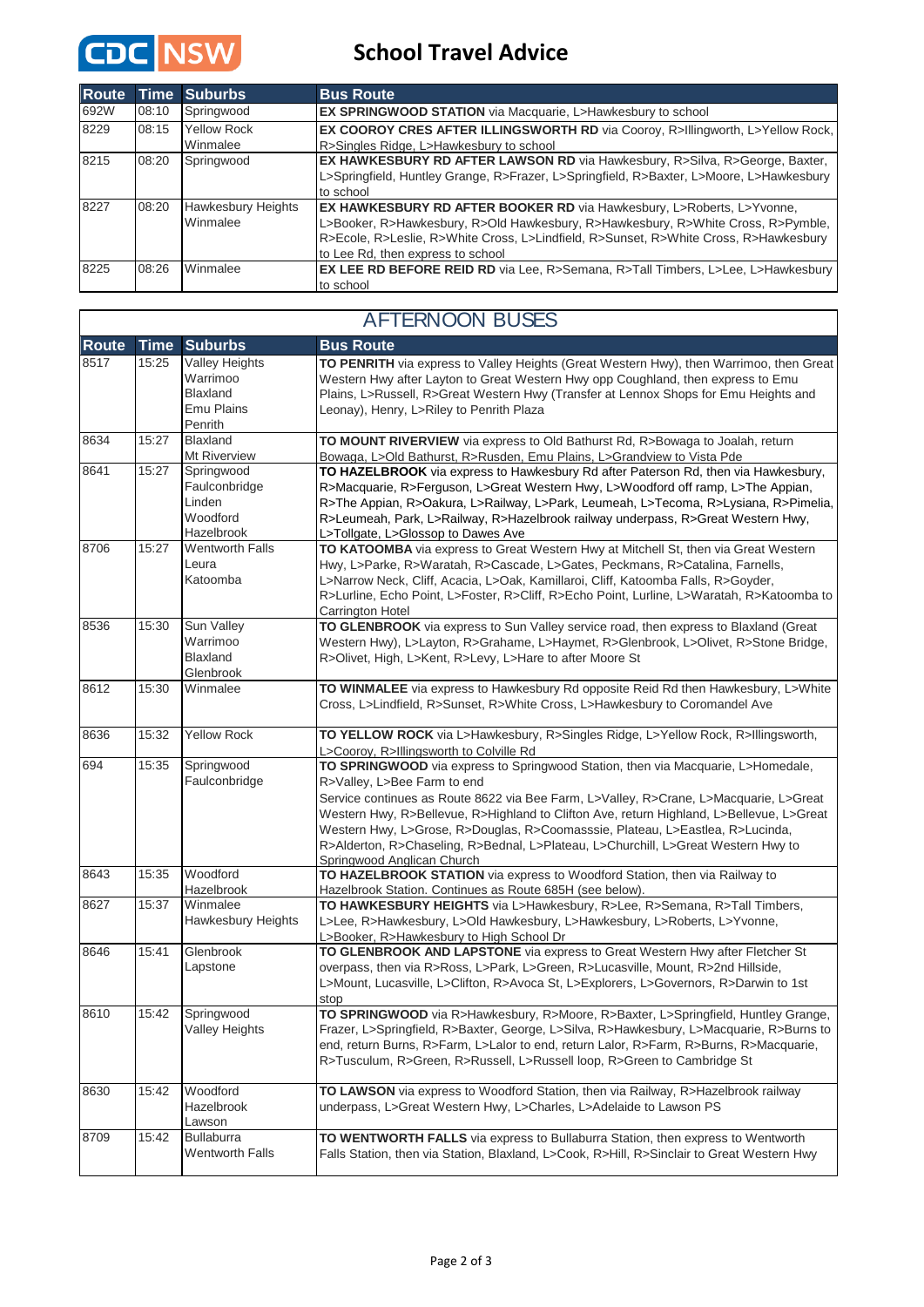# School Travel Advice

| Route | Time | Suburbs | Bus Route |
|---|---|---|---|
| 692W | 08:10 | Springwood | **EX SPRINGWOOD STATION** via Macquarie, L>Hawkesbury to school |
| 8229 | 08:15 | Yellow Rock Winmalee | **EX COOROY CRES AFTER ILLINGSWORTH RD** via Cooroy, R>Illingworth, L>Yellow Rock, R>Singles Ridge, L>Hawkesbury to school |
| 8215 | 08:20 | Springwood | **EX HAWKESBURY RD AFTER LAWSON RD** via Hawkesbury, R>Silva, R>George, Baxter, L>Springfield, Huntley Grange, R>Frazer, L>Springfield, R>Baxter, L>Moore, L>Hawkesbury to school |
| 8227 | 08:20 | Hawkesbury Heights Winmalee | **EX HAWKESBURY RD AFTER BOOKER RD** via Hawkesbury, L>Roberts, L>Yvonne, L>Booker, R>Hawkesbury, R>Old Hawkesbury, R>Hawkesbury, R>White Cross, R>Pymble, R>Ecole, R>Leslie, R>White Cross, L>Lindfield, R>Sunset, R>White Cross, R>Hawkesbury to Lee Rd, then express to school |
| 8225 | 08:26 | Winmalee | **EX LEE RD BEFORE REID RD** via Lee, R>Semana, R>Tall Timbers, L>Lee, L>Hawkesbury to school |

## AFTERNOON BUSES

| Route | Time | Suburbs | Bus Route |
|---|---|---|---|
| 8517 | 15:25 | Valley Heights Warrimoo Blaxland Emu Plains Penrith | **TO PENRITH** via express to Valley Heights (Great Western Hwy), then Warrimoo, then Great Western Hwy after Layton to Great Western Hwy opp Coughland, then express to Emu Plains, L>Russell, R>Great Western Hwy (Transfer at Lennox Shops for Emu Heights and Leonay), Henry, L>Riley to Penrith Plaza |
| 8634 | 15:27 | Blaxland Mt Riverview | **TO MOUNT RIVERVIEW** via express to Old Bathurst Rd, R>Bowaga to Joalah, return Bowaga, L>Old Bathurst, R>Rusden, Emu Plains, L>Grandview to Vista Pde |
| 8641 | 15:27 | Springwood Faulconbridge Linden Woodford Hazelbrook | **TO HAZELBROOK** via express to Hawkesbury Rd after Paterson Rd, then via Hawkesbury, R>Macquarie, R>Ferguson, L>Great Western Hwy, L>Woodford off ramp, L>The Appian, R>The Appian, R>Oakura, L>Railway, L>Park, Leumeah, L>Tecoma, R>Lysiana, R>Pimelia, R>Leumeah, Park, L>Railway, R>Hazelbrook railway underpass, R>Great Western Hwy, L>Tollgate, L>Glossop to Dawes Ave |
| 8706 | 15:27 | Wentworth Falls Leura Katoomba | **TO KATOOMBA** via express to Great Western Hwy at Mitchell St, then via Great Western Hwy, L>Parke, R>Waratah, R>Cascade, L>Gates, Peckmans, R>Catalina, Farnells, L>Narrow Neck, Cliff, Acacia, L>Oak, Kamillaroi, Cliff, Katoomba Falls, R>Goyder, R>Lurline, Echo Point, L>Foster, R>Cliff, R>Echo Point, Lurline, L>Waratah, R>Katoomba to Carrington Hotel |
| 8536 | 15:30 | Sun Valley Warrimoo Blaxland Glenbrook | **TO GLENBROOK** via express to Sun Valley service road, then express to Blaxland (Great Western Hwy), L>Layton, R>Grahame, L>Haymet, R>Glenbrook, L>Olivet, R>Stone Bridge, R>Olivet, High, L>Kent, R>Levy, L>Hare to after Moore St |
| 8612 | 15:30 | Winmalee | **TO WINMALEE** via express to Hawkesbury Rd opposite Reid Rd then Hawkesbury, L>White Cross, L>Lindfield, R>Sunset, R>White Cross, L>Hawkesbury to Coromandel Ave |
| 8636 | 15:32 | Yellow Rock | **TO YELLOW ROCK** via L>Hawkesbury, R>Singles Ridge, L>Yellow Rock, R>Illingsworth, L>Cooroy, R>Illingsworth to Colville Rd |
| 694 | 15:35 | Springwood Faulconbridge | **TO SPRINGWOOD** via express to Springwood Station, then via Macquarie, L>Homedale, R>Valley, L>Bee Farm to end<br>Service continues as Route 8622 via Bee Farm, L>Valley, R>Crane, L>Macquarie, L>Great Western Hwy, R>Bellevue, R>Highland to Clifton Ave, return Highland, L>Bellevue, L>Great Western Hwy, L>Grose, R>Douglas, R>Coomasssie, Plateau, L>Eastlea, R>Lucinda, R>Alderton, R>Chaseling, R>Bednal, L>Plateau, L>Churchill, L>Great Western Hwy to Springwood Anglican Church |
| 8643 | 15:35 | Woodford Hazelbrook | **TO HAZELBROOK STATION** via express to Woodford Station, then via Railway to Hazelbrook Station. Continues as Route 685H (see below). |
| 8627 | 15:37 | Winmalee Hawkesbury Heights | **TO HAWKESBURY HEIGHTS** via L>Hawkesbury, R>Lee, R>Semana, R>Tall Timbers, L>Lee, R>Hawkesbury, L>Old Hawkesbury, L>Hawkesbury, L>Roberts, L>Yvonne, L>Booker, R>Hawkesbury to High School Dr |
| 8646 | 15:41 | Glenbrook Lapstone | **TO GLENBROOK AND LAPSTONE** via express to Great Western Hwy after Fletcher St overpass, then via R>Ross, L>Park, L>Green, R>Lucasville, Mount, R>2nd Hillside, L>Mount, Lucasville, L>Clifton, R>Avoca St, L>Explorers, L>Governors, R>Darwin to 1st stop |
| 8610 | 15:42 | Springwood Valley Heights | **TO SPRINGWOOD** via R>Hawkesbury, R>Moore, R>Baxter, L>Springfield, Huntley Grange, Frazer, L>Springfield, R>Baxter, George, L>Silva, R>Hawkesbury, L>Macquarie, R>Burns to end, return Burns, R>Farm, L>Lalor to end, return Lalor, R>Farm, R>Burns, R>Macquarie, R>Tusculum, R>Green, R>Russell, L>Russell loop, R>Green to Cambridge St |
| 8630 | 15:42 | Woodford Hazelbrook Lawson | **TO LAWSON** via express to Woodford Station, then via Railway, R>Hazelbrook railway underpass, L>Great Western Hwy, L>Charles, L>Adelaide to Lawson PS |
| 8709 | 15:42 | Bullaburra Wentworth Falls | **TO WENTWORTH FALLS** via express to Bullaburra Station, then express to Wentworth Falls Station, then via Station, Blaxland, L>Cook, R>Hill, R>Sinclair to Great Western Hwy |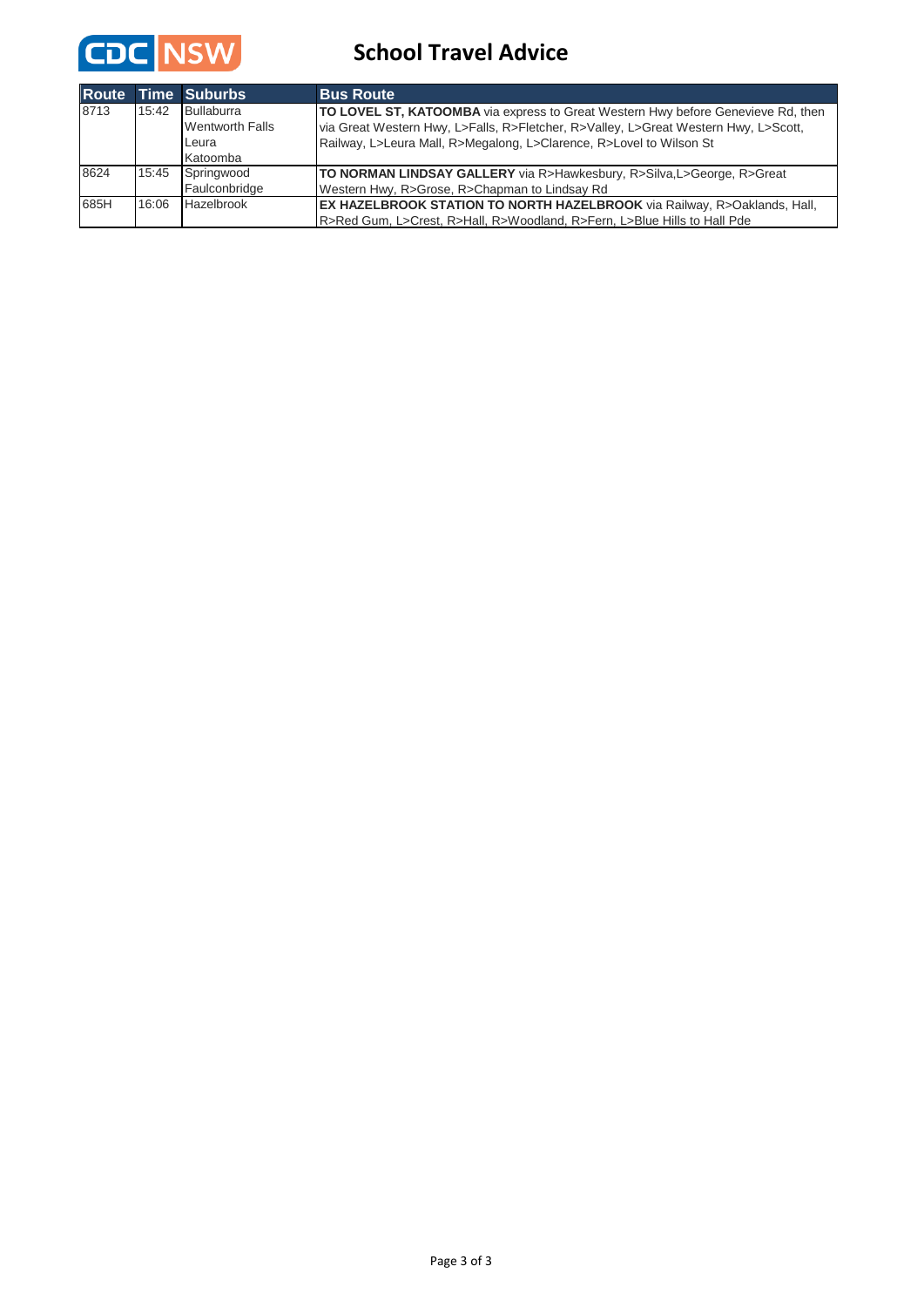# School Travel Advice

| Route | Time | Suburbs | Bus Route |
|---|---|---|---|
| 8713 | 15:42 | Bullaburra<br>Wentworth Falls<br>Leura<br>Katoomba | **TO LOVEL ST, KATOOMBA** via express to Great Western Hwy before Genevieve Rd, then via Great Western Hwy, L>Falls, R>Fletcher, R>Valley, L>Great Western Hwy, L>Scott, Railway, L>Leura Mall, R>Megalong, L>Clarence, R>Lovel to Wilson St |
| 8624 | 15:45 | Springwood<br>Faulconbridge | **TO NORMAN LINDSAY GALLERY** via R>Hawkesbury, R>Silva,L>George, R>Great Western Hwy, R>Grose, R>Chapman to Lindsay Rd |
| 685H | 16:06 | Hazelbrook | **EX HAZELBROOK STATION TO NORTH HAZELBROOK** via Railway, R>Oaklands, Hall, R>Red Gum, L>Crest, R>Hall, R>Woodland, R>Fern, L>Blue Hills to Hall Pde |